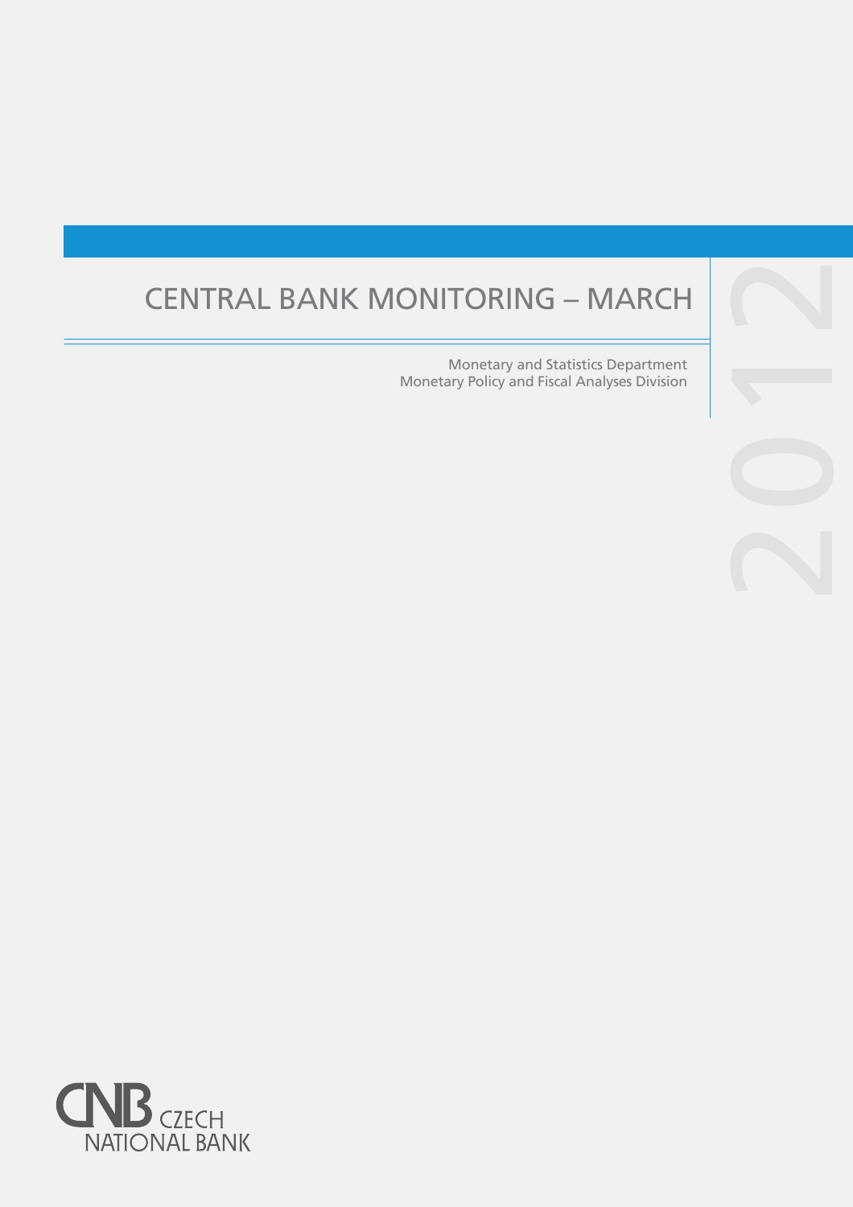# CENTRAL BANK MONITORING – MARCH

2012

Monetary and Statistics Department
Monetary Policy and Fiscal Analyses Division

CNB CZECH NATIONAL BANK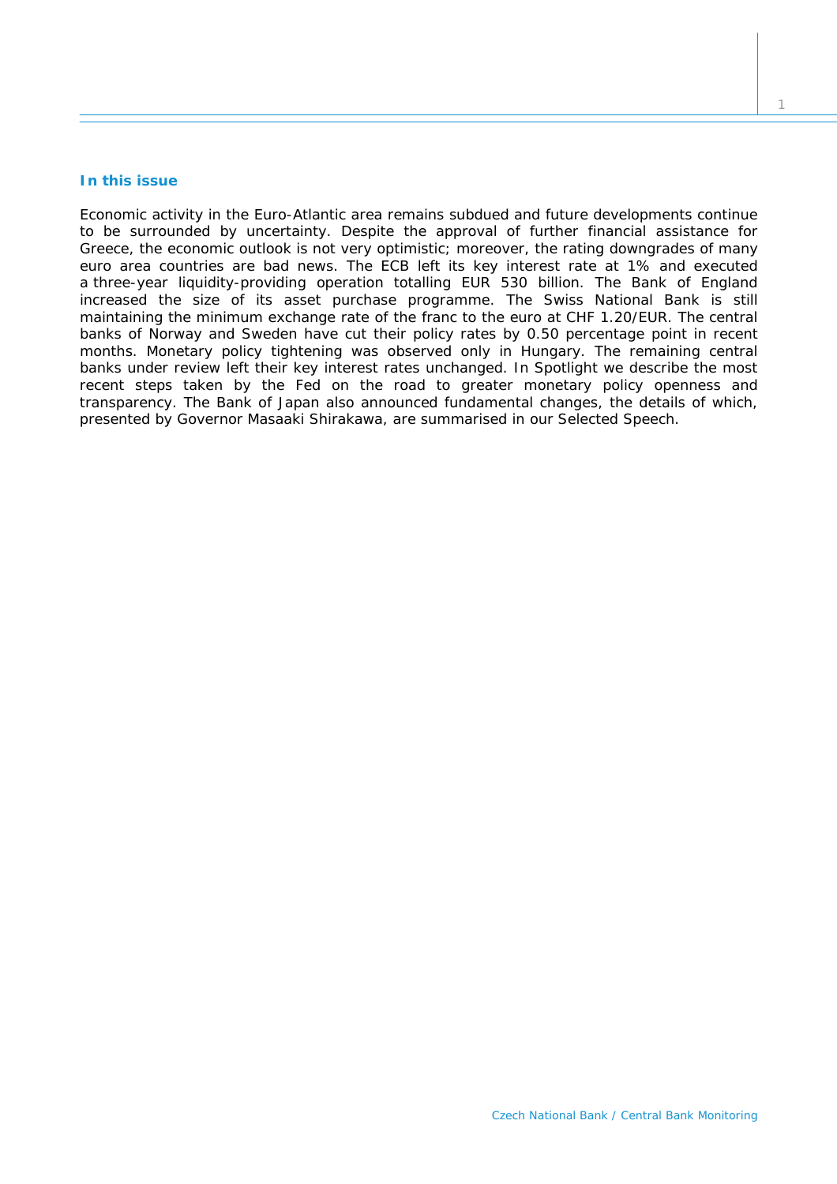## In this issue

Economic activity in the Euro-Atlantic area remains subdued and future developments continue to be surrounded by uncertainty. Despite the approval of further financial assistance for Greece, the economic outlook is not very optimistic; moreover, the rating downgrades of many euro area countries are bad news. The ECB left its key interest rate at 1% and executed a three-year liquidity-providing operation totalling EUR 530 billion. The Bank of England increased the size of its asset purchase programme. The Swiss National Bank is still maintaining the minimum exchange rate of the franc to the euro at CHF 1.20/EUR. The central banks of Norway and Sweden have cut their policy rates by 0.50 percentage point in recent months. Monetary policy tightening was observed only in Hungary. The remaining central banks under review left their key interest rates unchanged. In Spotlight we describe the most recent steps taken by the Fed on the road to greater monetary policy openness and transparency. The Bank of Japan also announced fundamental changes, the details of which, presented by Governor Masaaki Shirakawa, are summarised in our Selected Speech.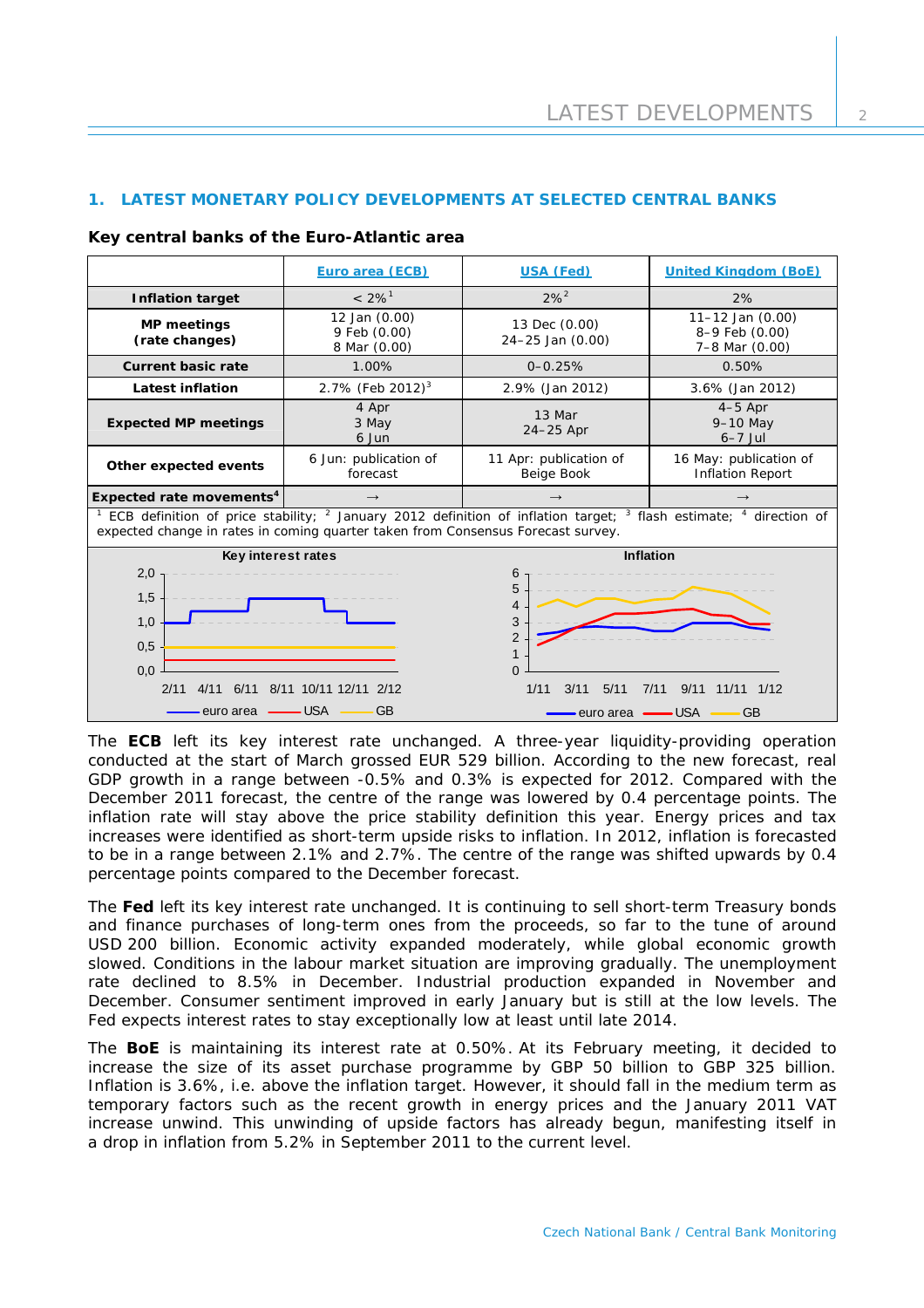## 1. LATEST MONETARY POLICY DEVELOPMENTS AT SELECTED CENTRAL BANKS

**Key central banks of the Euro-Atlantic area**

| | Euro area (ECB) | USA (Fed) | United Kingdom (BoE) |
|---|---|---|---|
| **Inflation target** | < 2%[1] | 2%[2] | 2% |
| **MP meetings (rate changes)** | 12 Jan (0.00) 9 Feb (0.00) 8 Mar (0.00) | 13 Dec (0.00) 24–25 Jan (0.00) | 11–12 Jan (0.00) 8–9 Feb (0.00) 7–8 Mar (0.00) |
| **Current basic rate** | 1.00% | 0–0.25% | 0.50% |
| **Latest inflation** | 2.7% (Feb 2012)[3] | 2.9% (Jan 2012) | 3.6% (Jan 2012) |
| **Expected MP meetings** | 4 Apr 3 May 6 Jun | 13 Mar 24–25 Apr | 4–5 Apr 9–10 May 6–7 Jul |
| **Other expected events** | 6 Jun: publication of forecast | 11 Apr: publication of Beige Book | 16 May: publication of Inflation Report |
| **Expected rate movements**[4] | → | → | → |

[1] ECB definition of price stability; [2] January 2012 definition of inflation target; [3] flash estimate; [4] direction of expected change in rates in coming quarter taken from Consensus Forecast survey.

**Key interest rates**

**Inflation**

The **ECB** left its key interest rate unchanged. A three-year liquidity-providing operation conducted at the start of March grossed EUR 529 billion. According to the new forecast, real GDP growth in a range between -0.5% and 0.3% is expected for 2012. Compared with the December 2011 forecast, the centre of the range was lowered by 0.4 percentage points. The inflation rate will stay above the price stability definition this year. Energy prices and tax increases were identified as short-term upside risks to inflation. In 2012, inflation is forecasted to be in a range between 2.1% and 2.7%. The centre of the range was shifted upwards by 0.4 percentage points compared to the December forecast.

The **Fed** left its key interest rate unchanged. It is continuing to sell short-term Treasury bonds and finance purchases of long-term ones from the proceeds, so far to the tune of around USD 200 billion. Economic activity expanded moderately, while global economic growth slowed. Conditions in the labour market situation are improving gradually. The unemployment rate declined to 8.5% in December. Industrial production expanded in November and December. Consumer sentiment improved in early January but is still at the low levels. The Fed expects interest rates to stay exceptionally low at least until late 2014.

The **BoE** is maintaining its interest rate at 0.50%. At its February meeting, it decided to increase the size of its asset purchase programme by GBP 50 billion to GBP 325 billion. Inflation is 3.6%, i.e. above the inflation target. However, it should fall in the medium term as temporary factors such as the recent growth in energy prices and the January 2011 VAT increase unwind. This unwinding of upside factors has already begun, manifesting itself in a drop in inflation from 5.2% in September 2011 to the current level.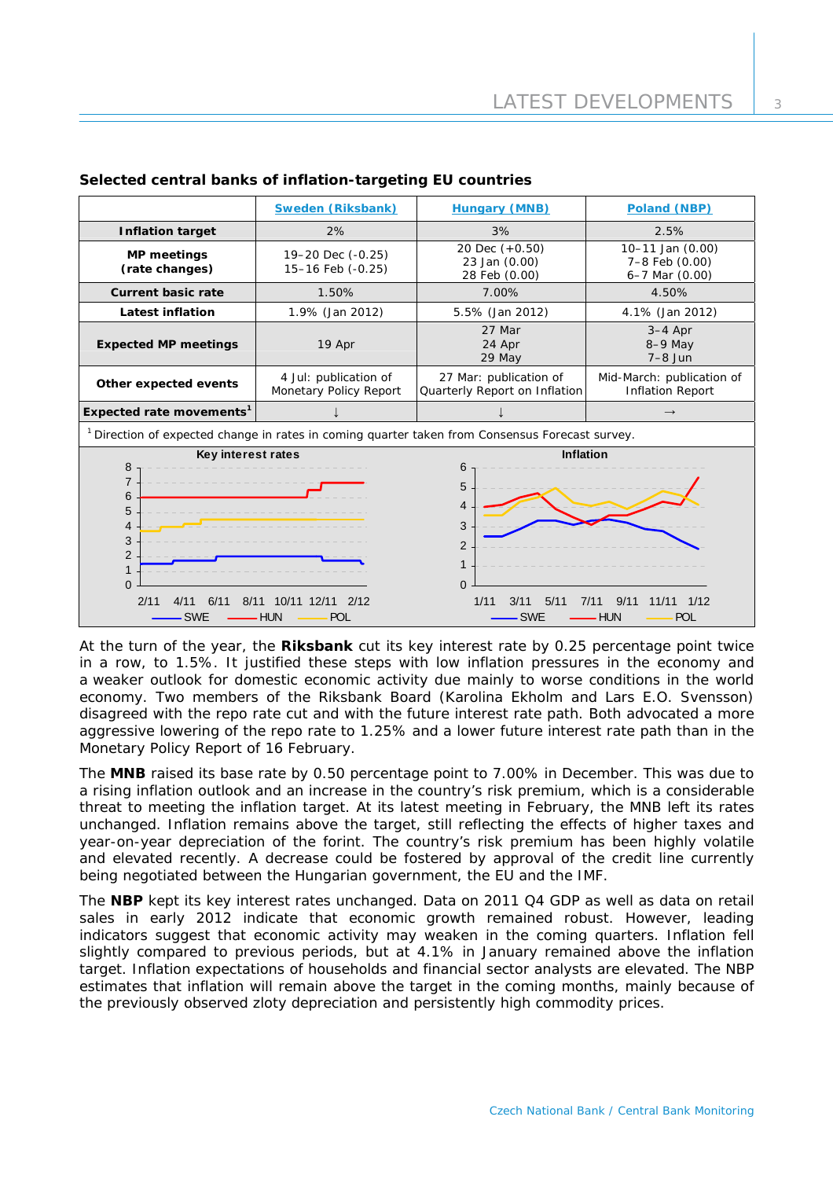**Selected central banks of inflation-targeting EU countries**

| | Sweden (Riksbank) | Hungary (MNB) | Poland (NBP) |
|---|---|---|---|
| **Inflation target** | 2% | 3% | 2.5% |
| **MP meetings (rate changes)** | 19–20 Dec (-0.25)<br>15–16 Feb (-0.25) | 20 Dec (+0.50)<br>23 Jan (0.00)<br>28 Feb (0.00) | 10–11 Jan (0.00)<br>7–8 Feb (0.00)<br>6–7 Mar (0.00) |
| **Current basic rate** | 1.50% | 7.00% | 4.50% |
| **Latest inflation** | 1.9% (Jan 2012) | 5.5% (Jan 2012) | 4.1% (Jan 2012) |
| **Expected MP meetings** | 19 Apr | 27 Mar<br>24 Apr<br>29 May | 3–4 Apr<br>8–9 May<br>7–8 Jun |
| **Other expected events** | 4 Jul: publication of Monetary Policy Report | 27 Mar: publication of Quarterly Report on Inflation | Mid-March: publication of Inflation Report |
| **Expected rate movements**[1] | ↓ | ↓ | → |

[1] Direction of expected change in rates in coming quarter taken from Consensus Forecast survey.

At the turn of the year, the **Riksbank** cut its key interest rate by 0.25 percentage point twice in a row, to 1.5%. It justified these steps with low inflation pressures in the economy and a weaker outlook for domestic economic activity due mainly to worse conditions in the world economy. Two members of the Riksbank Board (Karolina Ekholm and Lars E.O. Svensson) disagreed with the repo rate cut and with the future interest rate path. Both advocated a more aggressive lowering of the repo rate to 1.25% and a lower future interest rate path than in the Monetary Policy Report of 16 February.

The **MNB** raised its base rate by 0.50 percentage point to 7.00% in December. This was due to a rising inflation outlook and an increase in the country's risk premium, which is a considerable threat to meeting the inflation target. At its latest meeting in February, the MNB left its rates unchanged. Inflation remains above the target, still reflecting the effects of higher taxes and year-on-year depreciation of the forint. The country's risk premium has been highly volatile and elevated recently. A decrease could be fostered by approval of the credit line currently being negotiated between the Hungarian government, the EU and the IMF.

The **NBP** kept its key interest rates unchanged. Data on 2011 Q4 GDP as well as data on retail sales in early 2012 indicate that economic growth remained robust. However, leading indicators suggest that economic activity may weaken in the coming quarters. Inflation fell slightly compared to previous periods, but at 4.1% in January remained above the inflation target. Inflation expectations of households and financial sector analysts are elevated. The NBP estimates that inflation will remain above the target in the coming months, mainly because of the previously observed zloty depreciation and persistently high commodity prices.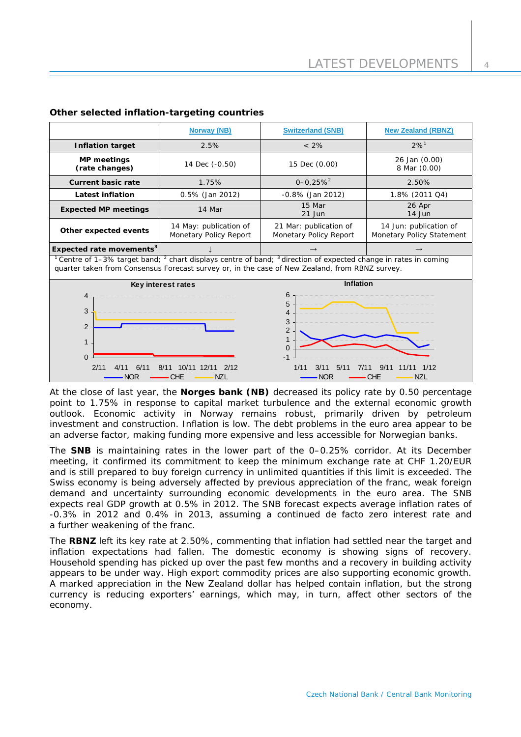**Other selected inflation-targeting countries**

| | Norway (NB) | Switzerland (SNB) | New Zealand (RBNZ) |
|---|---|---|---|
| **Inflation target** | 2.5% | < 2% | 2%[1] |
| **MP meetings (rate changes)** | 14 Dec (-0.50) | 15 Dec (0.00) | 26 Jan (0.00) 8 Mar (0.00) |
| **Current basic rate** | 1.75% | 0–0,25%[2] | 2.50% |
| **Latest inflation** | 0.5% (Jan 2012) | -0.8% (Jan 2012) | 1.8% (2011 Q4) |
| **Expected MP meetings** | 14 Mar | 15 Mar 21 Jun | 26 Apr 14 Jun |
| **Other expected events** | 14 May: publication of Monetary Policy Report | 21 Mar: publication of Monetary Policy Report | 14 Jun: publication of Monetary Policy Statement |
| **Expected rate movements[3]** | ↓ | → | → |

[1] Centre of 1–3% target band; [2] chart displays centre of band; [3] direction of expected change in rates in coming quarter taken from Consensus Forecast survey or, in the case of New Zealand, from RBNZ survey.

At the close of last year, the **Norges bank (NB)** decreased its policy rate by 0.50 percentage point to 1.75% in response to capital market turbulence and the external economic growth outlook. Economic activity in Norway remains robust, primarily driven by petroleum investment and construction. Inflation is low. The debt problems in the euro area appear to be an adverse factor, making funding more expensive and less accessible for Norwegian banks.

The **SNB** is maintaining rates in the lower part of the 0–0.25% corridor. At its December meeting, it confirmed its commitment to keep the minimum exchange rate at CHF 1.20/EUR and is still prepared to buy foreign currency in unlimited quantities if this limit is exceeded. The Swiss economy is being adversely affected by previous appreciation of the franc, weak foreign demand and uncertainty surrounding economic developments in the euro area. The SNB expects real GDP growth at 0.5% in 2012. The SNB forecast expects average inflation rates of -0.3% in 2012 and 0.4% in 2013, assuming a continued de facto zero interest rate and a further weakening of the franc.

The **RBNZ** left its key rate at 2.50%, commenting that inflation had settled near the target and inflation expectations had fallen. The domestic economy is showing signs of recovery. Household spending has picked up over the past few months and a recovery in building activity appears to be under way. High export commodity prices are also supporting economic growth. A marked appreciation in the New Zealand dollar has helped contain inflation, but the strong currency is reducing exporters' earnings, which may, in turn, affect other sectors of the economy.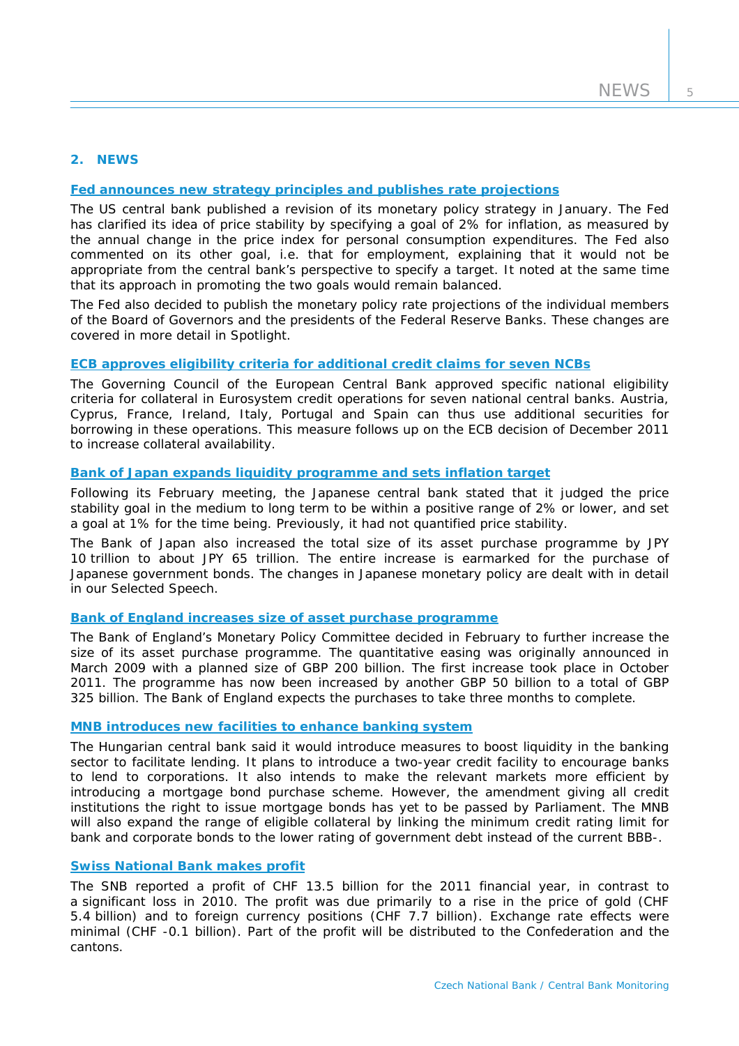## 2. NEWS

### Fed announces new strategy principles and publishes rate projections

The US central bank published a revision of its monetary policy strategy in January. The Fed has clarified its idea of price stability by specifying a goal of 2% for inflation, as measured by the annual change in the price index for personal consumption expenditures. The Fed also commented on its other goal, i.e. that for employment, explaining that it would not be appropriate from the central bank's perspective to specify a target. It noted at the same time that its approach in promoting the two goals would remain balanced.

The Fed also decided to publish the monetary policy rate projections of the individual members of the Board of Governors and the presidents of the Federal Reserve Banks. These changes are covered in more detail in Spotlight.

### ECB approves eligibility criteria for additional credit claims for seven NCBs

The Governing Council of the European Central Bank approved specific national eligibility criteria for collateral in Eurosystem credit operations for seven national central banks. Austria, Cyprus, France, Ireland, Italy, Portugal and Spain can thus use additional securities for borrowing in these operations. This measure follows up on the ECB decision of December 2011 to increase collateral availability.

### Bank of Japan expands liquidity programme and sets inflation target

Following its February meeting, the Japanese central bank stated that it judged the price stability goal in the medium to long term to be within a positive range of 2% or lower, and set a goal at 1% for the time being. Previously, it had not quantified price stability.

The Bank of Japan also increased the total size of its asset purchase programme by JPY 10 trillion to about JPY 65 trillion. The entire increase is earmarked for the purchase of Japanese government bonds. The changes in Japanese monetary policy are dealt with in detail in our Selected Speech.

### Bank of England increases size of asset purchase programme

The Bank of England's Monetary Policy Committee decided in February to further increase the size of its asset purchase programme. The quantitative easing was originally announced in March 2009 with a planned size of GBP 200 billion. The first increase took place in October 2011. The programme has now been increased by another GBP 50 billion to a total of GBP 325 billion. The Bank of England expects the purchases to take three months to complete.

### MNB introduces new facilities to enhance banking system

The Hungarian central bank said it would introduce measures to boost liquidity in the banking sector to facilitate lending. It plans to introduce a two-year credit facility to encourage banks to lend to corporations. It also intends to make the relevant markets more efficient by introducing a mortgage bond purchase scheme. However, the amendment giving all credit institutions the right to issue mortgage bonds has yet to be passed by Parliament. The MNB will also expand the range of eligible collateral by linking the minimum credit rating limit for bank and corporate bonds to the lower rating of government debt instead of the current BBB-.

### Swiss National Bank makes profit

The SNB reported a profit of CHF 13.5 billion for the 2011 financial year, in contrast to a significant loss in 2010. The profit was due primarily to a rise in the price of gold (CHF 5.4 billion) and to foreign currency positions (CHF 7.7 billion). Exchange rate effects were minimal (CHF -0.1 billion). Part of the profit will be distributed to the Confederation and the cantons.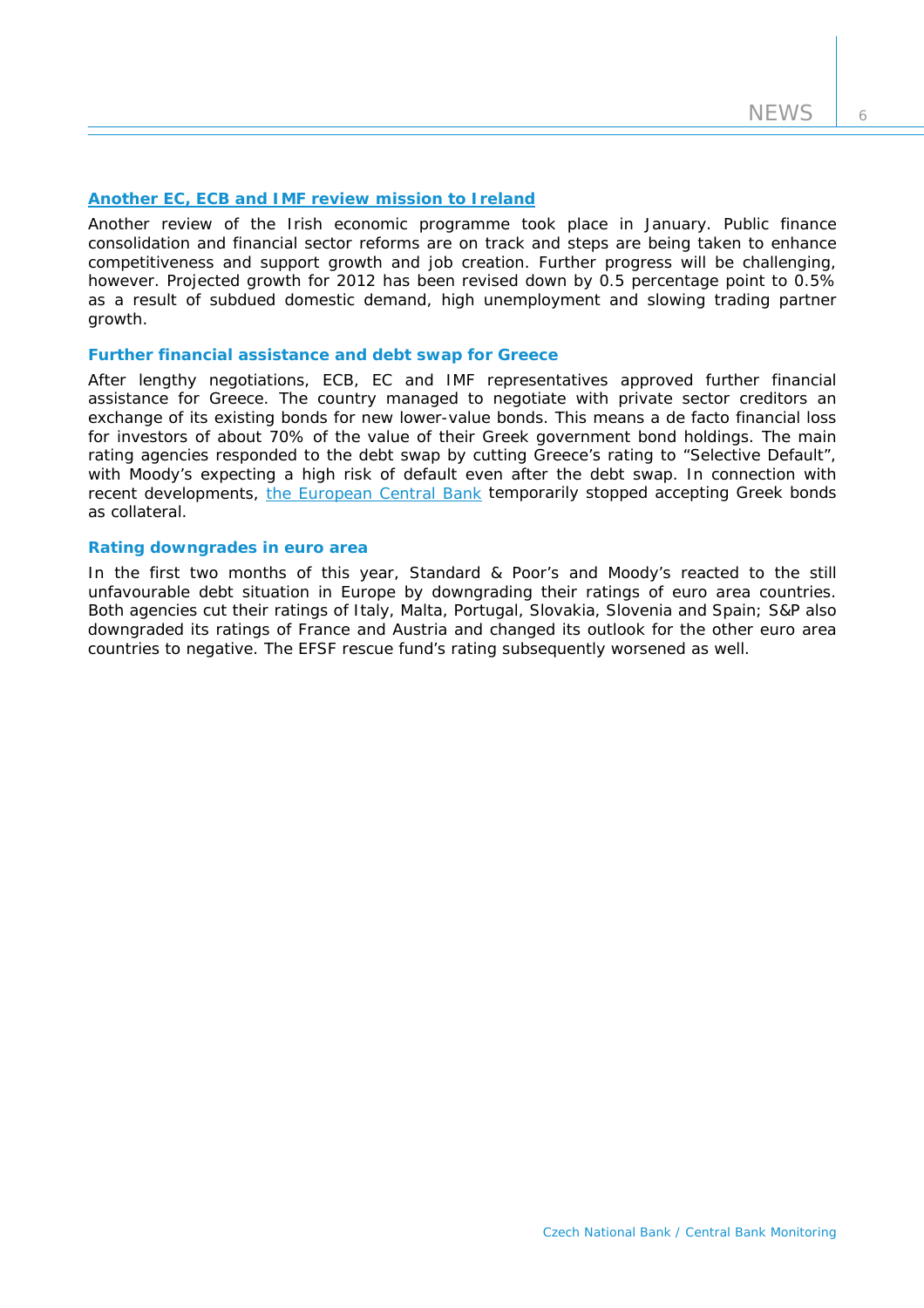### Another EC, ECB and IMF review mission to Ireland

Another review of the Irish economic programme took place in January. Public finance consolidation and financial sector reforms are on track and steps are being taken to enhance competitiveness and support growth and job creation. Further progress will be challenging, however. Projected growth for 2012 has been revised down by 0.5 percentage point to 0.5% as a result of subdued domestic demand, high unemployment and slowing trading partner growth.

### Further financial assistance and debt swap for Greece

After lengthy negotiations, ECB, EC and IMF representatives approved further financial assistance for Greece. The country managed to negotiate with private sector creditors an exchange of its existing bonds for new lower-value bonds. This means a de facto financial loss for investors of about 70% of the value of their Greek government bond holdings. The main rating agencies responded to the debt swap by cutting Greece's rating to "Selective Default", with Moody's expecting a high risk of default even after the debt swap. In connection with recent developments, the European Central Bank temporarily stopped accepting Greek bonds as collateral.

### Rating downgrades in euro area

In the first two months of this year, Standard & Poor's and Moody's reacted to the still unfavourable debt situation in Europe by downgrading their ratings of euro area countries. Both agencies cut their ratings of Italy, Malta, Portugal, Slovakia, Slovenia and Spain; S&P also downgraded its ratings of France and Austria and changed its outlook for the other euro area countries to negative. The EFSF rescue fund's rating subsequently worsened as well.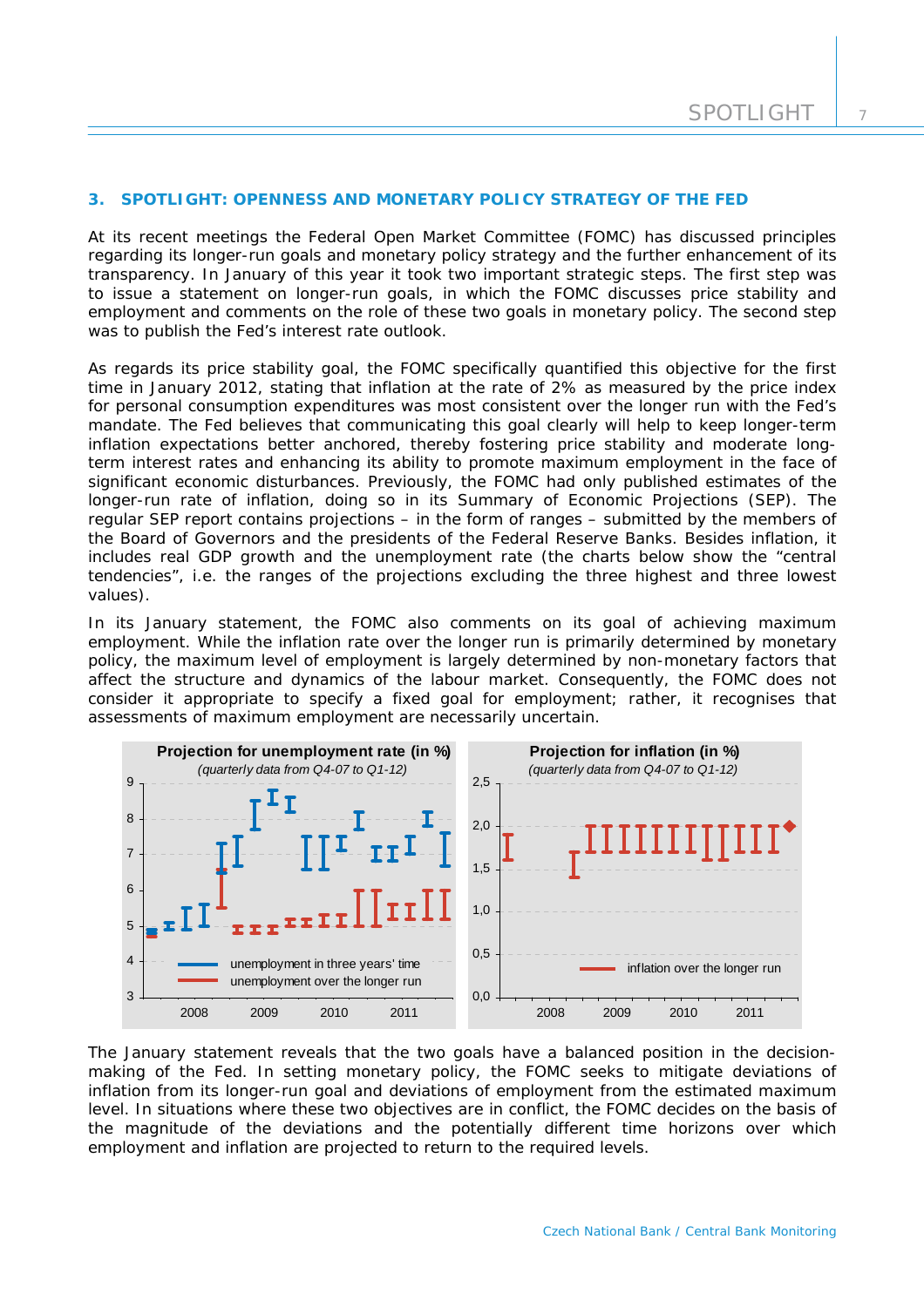## 3. SPOTLIGHT: OPENNESS AND MONETARY POLICY STRATEGY OF THE FED

At its recent meetings the Federal Open Market Committee (FOMC) has discussed principles regarding its longer-run goals and monetary policy strategy and the further enhancement of its transparency. In January of this year it took two important strategic steps. The first step was to issue a statement on longer-run goals, in which the FOMC discusses price stability and employment and comments on the role of these two goals in monetary policy. The second step was to publish the Fed's interest rate outlook.

As regards its price stability goal, the FOMC specifically quantified this objective for the first time in January 2012, stating that inflation at the rate of 2% as measured by the price index for personal consumption expenditures was most consistent over the longer run with the Fed's mandate. The Fed believes that communicating this goal clearly will help to keep longer-term inflation expectations better anchored, thereby fostering price stability and moderate long-term interest rates and enhancing its ability to promote maximum employment in the face of significant economic disturbances. Previously, the FOMC had only published estimates of the longer-run rate of inflation, doing so in its Summary of Economic Projections (SEP). The regular SEP report contains projections – in the form of ranges – submitted by the members of the Board of Governors and the presidents of the Federal Reserve Banks. Besides inflation, it includes real GDP growth and the unemployment rate (the charts below show the "central tendencies", i.e. the ranges of the projections excluding the three highest and three lowest values).

In its January statement, the FOMC also comments on its goal of achieving maximum employment. While the inflation rate over the longer run is primarily determined by monetary policy, the maximum level of employment is largely determined by non-monetary factors that affect the structure and dynamics of the labour market. Consequently, the FOMC does not consider it appropriate to specify a fixed goal for employment; rather, it recognises that assessments of maximum employment are necessarily uncertain.

**Projection for unemployment rate (in %)**
*(quarterly data from Q4-07 to Q1-12)*

**Projection for inflation (in %)**
*(quarterly data from Q4-07 to Q1-12)*

The January statement reveals that the two goals have a balanced position in the decision-making of the Fed. In setting monetary policy, the FOMC seeks to mitigate deviations of inflation from its longer-run goal and deviations of employment from the estimated maximum level. In situations where these two objectives are in conflict, the FOMC decides on the basis of the magnitude of the deviations and the potentially different time horizons over which employment and inflation are projected to return to the required levels.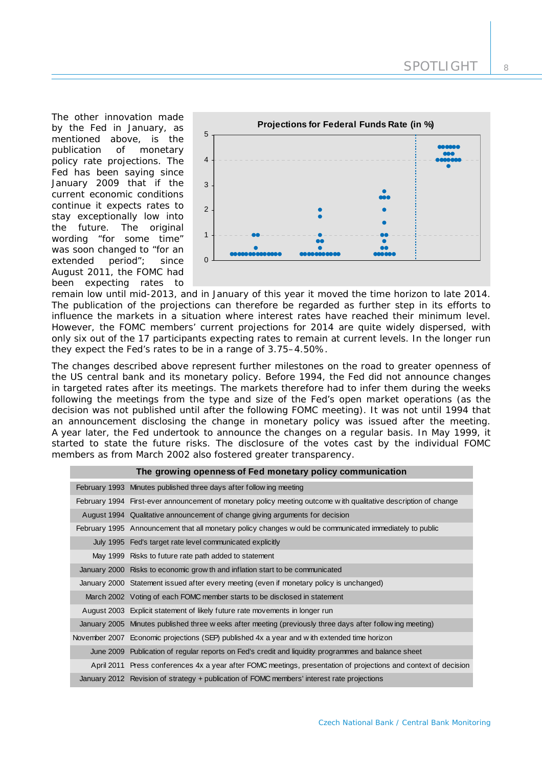The other innovation made by the Fed in January, as mentioned above, is the publication of monetary policy rate projections. The Fed has been saying since January 2009 that if the current economic conditions continue it expects rates to stay exceptionally low into the future. The original wording "for some time" was soon changed to "for an extended period"; since August 2011, the FOMC had been expecting rates to remain low until mid-2013, and in January of this year it moved the time horizon to late 2014. The publication of the projections can therefore be regarded as further step in its efforts to influence the markets in a situation where interest rates have reached their minimum level. However, the FOMC members' current projections for 2014 are quite widely dispersed, with only six out of the 17 participants expecting rates to remain at current levels. In the longer run they expect the Fed's rates to be in a range of 3.75–4.50%.

**Projections for Federal Funds Rate (in %)**

The changes described above represent further milestones on the road to greater openness of the US central bank and its monetary policy. Before 1994, the Fed did not announce changes in targeted rates after its meetings. The markets therefore had to infer them during the weeks following the meetings from the type and size of the Fed's open market operations (as the decision was not published until after the following FOMC meeting). It was not until 1994 that an announcement disclosing the change in monetary policy was issued after the meeting. A year later, the Fed undertook to announce the changes on a regular basis. In May 1999, it started to state the future risks. The disclosure of the votes cast by the individual FOMC members as from March 2002 also fostered greater transparency.

**The growing openness of Fed monetary policy communication**

| Date | Event |
|---|---|
| February 1993 | Minutes published three days after following meeting |
| February 1994 | First-ever announcement of monetary policy meeting outcome with qualitative description of change |
| August 1994 | Qualitative announcement of change giving arguments for decision |
| February 1995 | Announcement that all monetary policy changes would be communicated immediately to public |
| July 1995 | Fed's target rate level communicated explicitly |
| May 1999 | Risks to future rate path added to statement |
| January 2000 | Risks to economic growth and inflation start to be communicated |
| January 2000 | Statement issued after every meeting (even if monetary policy is unchanged) |
| March 2002 | Voting of each FOMC member starts to be disclosed in statement |
| August 2003 | Explicit statement of likely future rate movements in longer run |
| January 2005 | Minutes published three weeks after meeting (previously three days after following meeting) |
| November 2007 | Economic projections (SEP) published 4x a year and with extended time horizon |
| June 2009 | Publication of regular reports on Fed's credit and liquidity programmes and balance sheet |
| April 2011 | Press conferences 4x a year after FOMC meetings, presentation of projections and context of decision |
| January 2012 | Revision of strategy + publication of FOMC members' interest rate projections |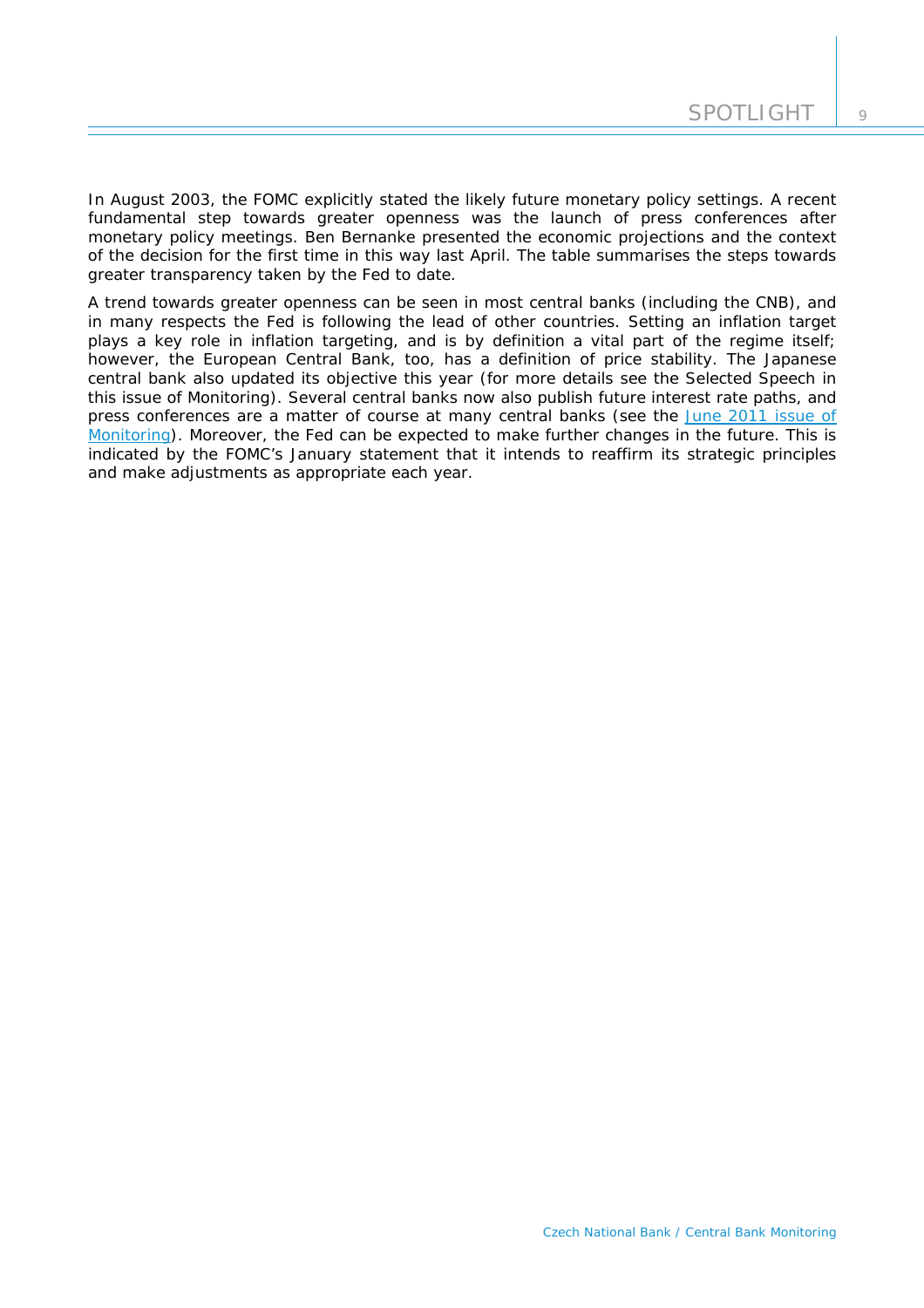In August 2003, the FOMC explicitly stated the likely future monetary policy settings. A recent fundamental step towards greater openness was the launch of press conferences after monetary policy meetings. Ben Bernanke presented the economic projections and the context of the decision for the first time in this way last April. The table summarises the steps towards greater transparency taken by the Fed to date.

A trend towards greater openness can be seen in most central banks (including the CNB), and in many respects the Fed is following the lead of other countries. Setting an inflation target plays a key role in inflation targeting, and is by definition a vital part of the regime itself; however, the European Central Bank, too, has a definition of price stability. The Japanese central bank also updated its objective this year (for more details see the Selected Speech in this issue of Monitoring). Several central banks now also publish future interest rate paths, and press conferences are a matter of course at many central banks (see the June 2011 issue of Monitoring). Moreover, the Fed can be expected to make further changes in the future. This is indicated by the FOMC's January statement that it intends to reaffirm its strategic principles and make adjustments as appropriate each year.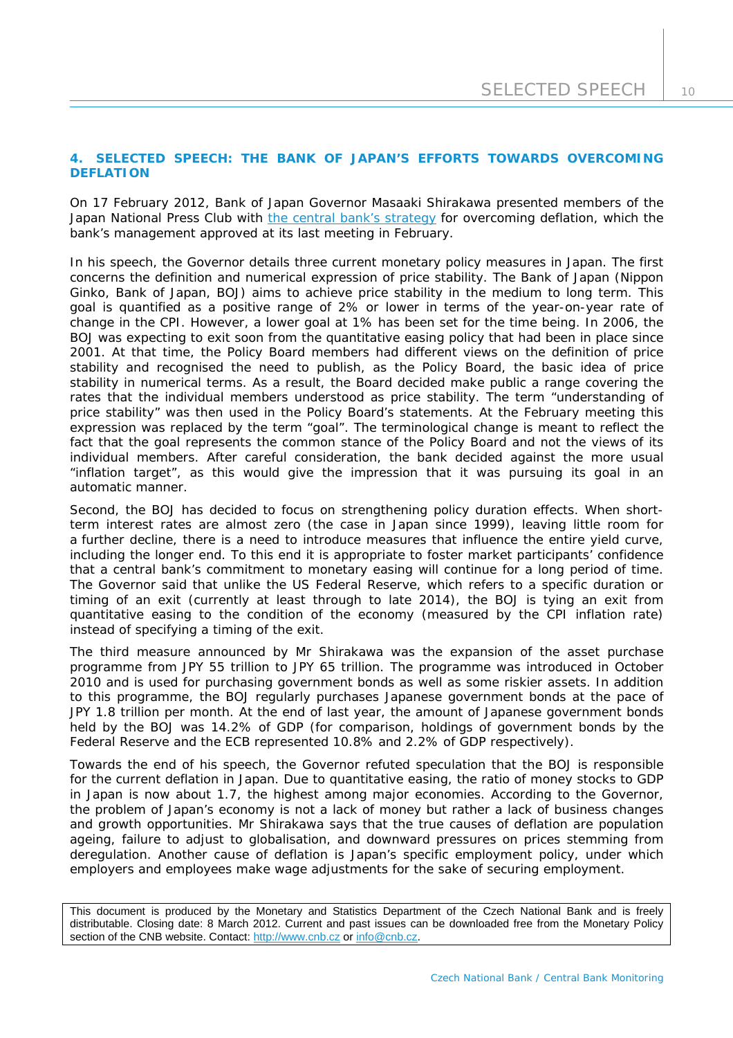## 4. SELECTED SPEECH: THE BANK OF JAPAN'S EFFORTS TOWARDS OVERCOMING DEFLATION

On 17 February 2012, Bank of Japan Governor Masaaki Shirakawa presented members of the Japan National Press Club with [the central bank's strategy](#) for overcoming deflation, which the bank's management approved at its last meeting in February.

In his speech, the Governor details three current monetary policy measures in Japan. The first concerns the definition and numerical expression of price stability. The Bank of Japan (Nippon Ginko, Bank of Japan, BOJ) aims to achieve price stability in the medium to long term. This goal is quantified as a positive range of 2% or lower in terms of the year-on-year rate of change in the CPI. However, a lower goal at 1% has been set for the time being. In 2006, the BOJ was expecting to exit soon from the quantitative easing policy that had been in place since 2001. At that time, the Policy Board members had different views on the definition of price stability and recognised the need to publish, as the Policy Board, the basic idea of price stability in numerical terms. As a result, the Board decided make public a range covering the rates that the individual members understood as price stability. The term "understanding of price stability" was then used in the Policy Board's statements. At the February meeting this expression was replaced by the term "goal". The terminological change is meant to reflect the fact that the goal represents the common stance of the Policy Board and not the views of its individual members. After careful consideration, the bank decided against the more usual "inflation target", as this would give the impression that it was pursuing its goal in an automatic manner.

Second, the BOJ has decided to focus on strengthening policy duration effects. When short-term interest rates are almost zero (the case in Japan since 1999), leaving little room for a further decline, there is a need to introduce measures that influence the entire yield curve, including the longer end. To this end it is appropriate to foster market participants' confidence that a central bank's commitment to monetary easing will continue for a long period of time. The Governor said that unlike the US Federal Reserve, which refers to a specific duration or timing of an exit (currently at least through to late 2014), the BOJ is tying an exit from quantitative easing to the condition of the economy (measured by the CPI inflation rate) instead of specifying a timing of the exit.

The third measure announced by Mr Shirakawa was the expansion of the asset purchase programme from JPY 55 trillion to JPY 65 trillion. The programme was introduced in October 2010 and is used for purchasing government bonds as well as some riskier assets. In addition to this programme, the BOJ regularly purchases Japanese government bonds at the pace of JPY 1.8 trillion per month. At the end of last year, the amount of Japanese government bonds held by the BOJ was 14.2% of GDP (for comparison, holdings of government bonds by the Federal Reserve and the ECB represented 10.8% and 2.2% of GDP respectively).

Towards the end of his speech, the Governor refuted speculation that the BOJ is responsible for the current deflation in Japan. Due to quantitative easing, the ratio of money stocks to GDP in Japan is now about 1.7, the highest among major economies. According to the Governor, the problem of Japan's economy is not a lack of money but rather a lack of business changes and growth opportunities. Mr Shirakawa says that the true causes of deflation are population ageing, failure to adjust to globalisation, and downward pressures on prices stemming from deregulation. Another cause of deflation is Japan's specific employment policy, under which employers and employees make wage adjustments for the sake of securing employment.

This document is produced by the Monetary and Statistics Department of the Czech National Bank and is freely distributable. Closing date: 8 March 2012. Current and past issues can be downloaded free from the Monetary Policy section of the CNB website. Contact: http://www.cnb.cz or info@cnb.cz.